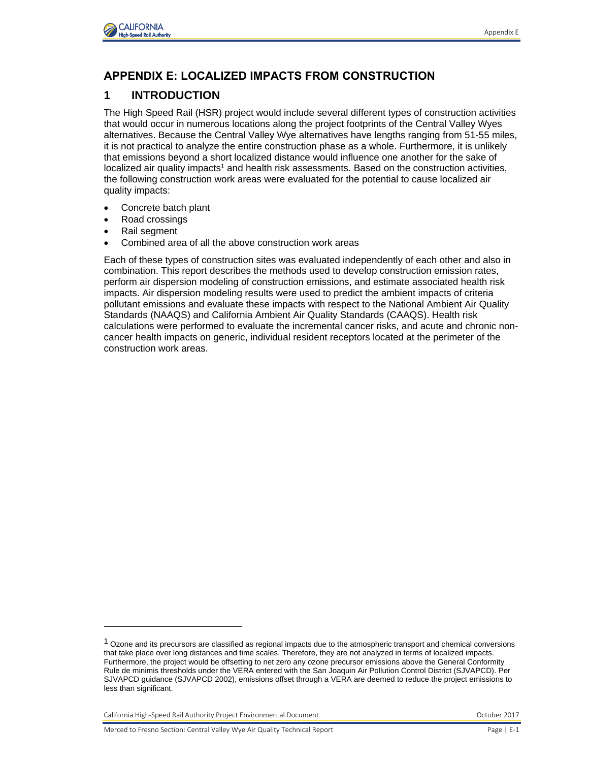# APPENDIX E: LOCALIZED IMPACTS FROM CONSTRUCTION

## 1 INTRODUCTION

The High Speed Rail (HSR) project would include several different types of construction activities that would occur in numerous locations along the project footprints of the Central Valley Wyes alternatives. Because the Central Valley Wye alternatives have lengths ranging from 51-55 miles, it is not practical to analyze the entire construction phase as a whole. Furthermore, it is unlikely that emissions beyond a short localized distance would influence one another for the sake of localized air quality impacts[1] and health risk assessments. Based on the construction activities, the following construction work areas were evaluated for the potential to cause localized air quality impacts:

- Concrete batch plant
- Road crossings
- Rail segment
- Combined area of all the above construction work areas

Each of these types of construction sites was evaluated independently of each other and also in combination. This report describes the methods used to develop construction emission rates, perform air dispersion modeling of construction emissions, and estimate associated health risk impacts. Air dispersion modeling results were used to predict the ambient impacts of criteria pollutant emissions and evaluate these impacts with respect to the National Ambient Air Quality Standards (NAAQS) and California Ambient Air Quality Standards (CAAQS). Health risk calculations were performed to evaluate the incremental cancer risks, and acute and chronic non-cancer health impacts on generic, individual resident receptors located at the perimeter of the construction work areas.

---

[1] Ozone and its precursors are classified as regional impacts due to the atmospheric transport and chemical conversions that take place over long distances and time scales. Therefore, they are not analyzed in terms of localized impacts. Furthermore, the project would be offsetting to net zero any ozone precursor emissions above the General Conformity Rule de minimis thresholds under the VERA entered with the San Joaquin Air Pollution Control District (SJVAPCD). Per SJVAPCD guidance (SJVAPCD 2002), emissions offset through a VERA are deemed to reduce the project emissions to less than significant.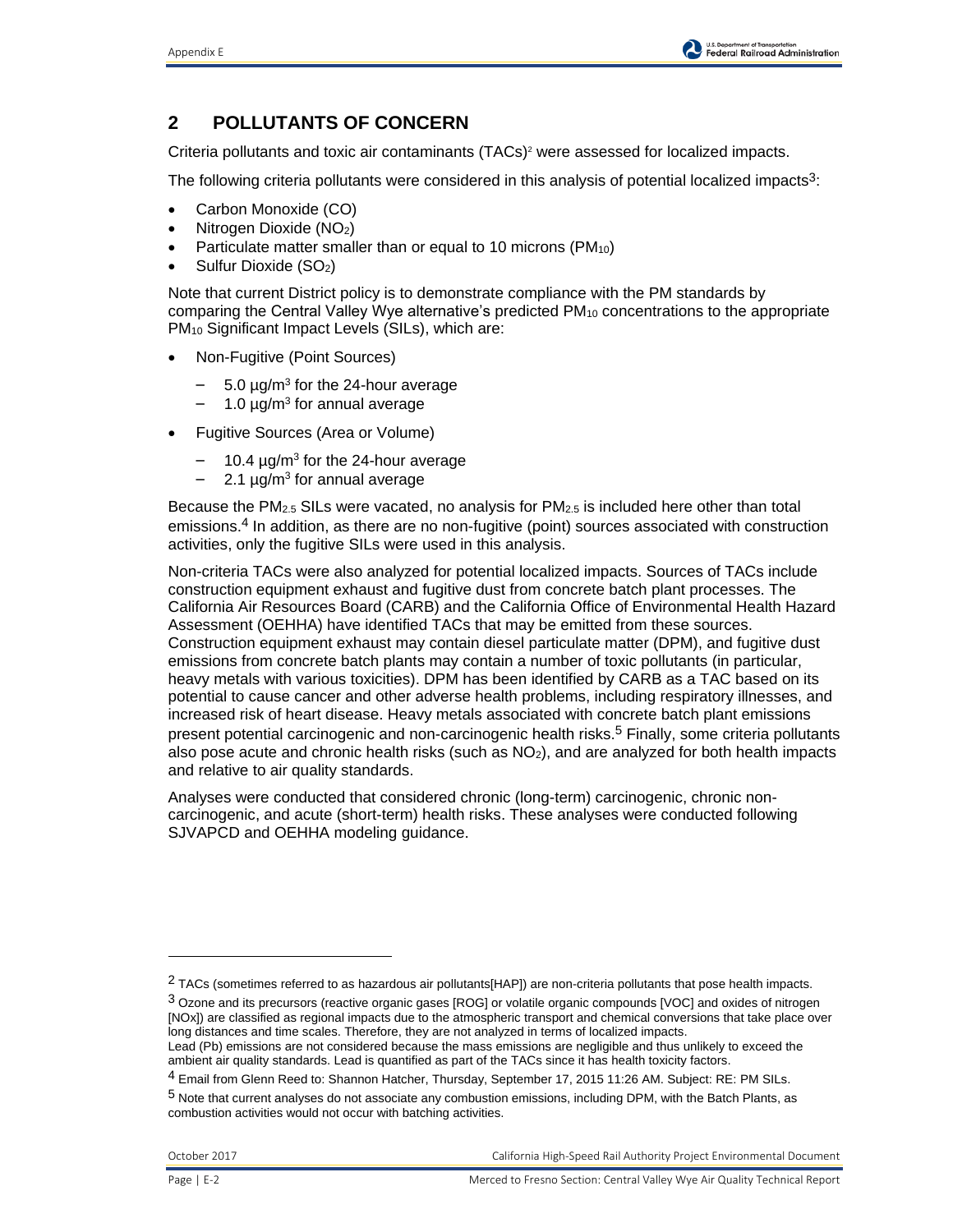## 2 POLLUTANTS OF CONCERN

Criteria pollutants and toxic air contaminants (TACs)[2] were assessed for localized impacts.

The following criteria pollutants were considered in this analysis of potential localized impacts[3]:

- Carbon Monoxide (CO)
- Nitrogen Dioxide ($NO_2$)
- Particulate matter smaller than or equal to 10 microns ($PM_{10}$)
- Sulfur Dioxide ($SO_2$)

Note that current District policy is to demonstrate compliance with the PM standards by comparing the Central Valley Wye alternative's predicted $PM_{10}$ concentrations to the appropriate $PM_{10}$ Significant Impact Levels (SILs), which are:

- Non-Fugitive (Point Sources)
  - 5.0 $\mu g/m^3$ for the 24-hour average
  - 1.0 $\mu g/m^3$ for annual average
- Fugitive Sources (Area or Volume)
  - 10.4 $\mu g/m^3$ for the 24-hour average
  - 2.1 $\mu g/m^3$ for annual average

Because the $PM_{2.5}$ SILs were vacated, no analysis for $PM_{2.5}$ is included here other than total emissions.[4] In addition, as there are no non-fugitive (point) sources associated with construction activities, only the fugitive SILs were used in this analysis.

Non-criteria TACs were also analyzed for potential localized impacts. Sources of TACs include construction equipment exhaust and fugitive dust from concrete batch plant processes. The California Air Resources Board (CARB) and the California Office of Environmental Health Hazard Assessment (OEHHA) have identified TACs that may be emitted from these sources. Construction equipment exhaust may contain diesel particulate matter (DPM), and fugitive dust emissions from concrete batch plants may contain a number of toxic pollutants (in particular, heavy metals with various toxicities). DPM has been identified by CARB as a TAC based on its potential to cause cancer and other adverse health problems, including respiratory illnesses, and increased risk of heart disease. Heavy metals associated with concrete batch plant emissions present potential carcinogenic and non-carcinogenic health risks.[5] Finally, some criteria pollutants also pose acute and chronic health risks (such as $NO_2$), and are analyzed for both health impacts and relative to air quality standards.

Analyses were conducted that considered chronic (long-term) carcinogenic, chronic non-carcinogenic, and acute (short-term) health risks. These analyses were conducted following SJVAPCD and OEHHA modeling guidance.

---

[2] TACs (sometimes referred to as hazardous air pollutants[HAP]) are non-criteria pollutants that pose health impacts.

[3] Ozone and its precursors (reactive organic gases [ROG] or volatile organic compounds [VOC] and oxides of nitrogen [NOx]) are classified as regional impacts due to the atmospheric transport and chemical conversions that take place over long distances and time scales. Therefore, they are not analyzed in terms of localized impacts.
Lead (Pb) emissions are not considered because the mass emissions are negligible and thus unlikely to exceed the ambient air quality standards. Lead is quantified as part of the TACs since it has health toxicity factors.

[4] Email from Glenn Reed to: Shannon Hatcher, Thursday, September 17, 2015 11:26 AM. Subject: RE: PM SILs.

[5] Note that current analyses do not associate any combustion emissions, including DPM, with the Batch Plants, as combustion activities would not occur with batching activities.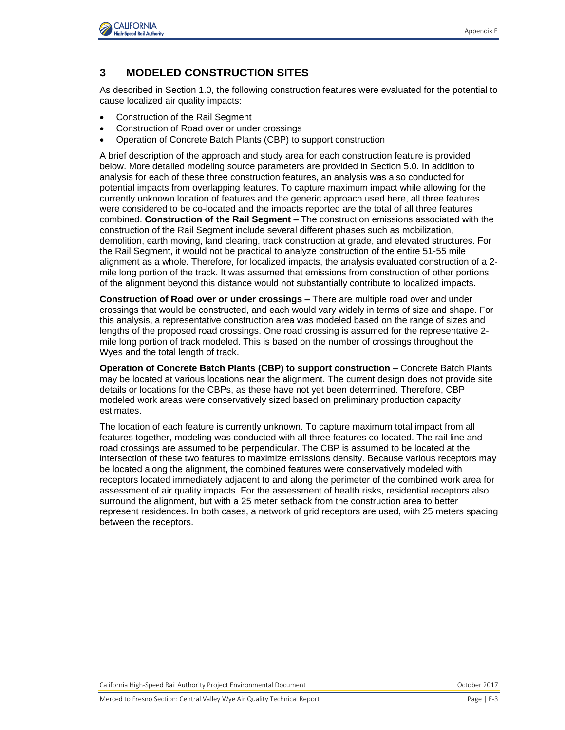# 3 MODELED CONSTRUCTION SITES

As described in Section 1.0, the following construction features were evaluated for the potential to cause localized air quality impacts:

- Construction of the Rail Segment
- Construction of Road over or under crossings
- Operation of Concrete Batch Plants (CBP) to support construction

A brief description of the approach and study area for each construction feature is provided below. More detailed modeling source parameters are provided in Section 5.0. In addition to analysis for each of these three construction features, an analysis was also conducted for potential impacts from overlapping features. To capture maximum impact while allowing for the currently unknown location of features and the generic approach used here, all three features were considered to be co-located and the impacts reported are the total of all three features combined. **Construction of the Rail Segment –** The construction emissions associated with the construction of the Rail Segment include several different phases such as mobilization, demolition, earth moving, land clearing, track construction at grade, and elevated structures. For the Rail Segment, it would not be practical to analyze construction of the entire 51-55 mile alignment as a whole. Therefore, for localized impacts, the analysis evaluated construction of a 2-mile long portion of the track. It was assumed that emissions from construction of other portions of the alignment beyond this distance would not substantially contribute to localized impacts.

**Construction of Road over or under crossings –** There are multiple road over and under crossings that would be constructed, and each would vary widely in terms of size and shape. For this analysis, a representative construction area was modeled based on the range of sizes and lengths of the proposed road crossings. One road crossing is assumed for the representative 2-mile long portion of track modeled. This is based on the number of crossings throughout the Wyes and the total length of track.

**Operation of Concrete Batch Plants (CBP) to support construction –** Concrete Batch Plants may be located at various locations near the alignment. The current design does not provide site details or locations for the CBPs, as these have not yet been determined. Therefore, CBP modeled work areas were conservatively sized based on preliminary production capacity estimates.

The location of each feature is currently unknown. To capture maximum total impact from all features together, modeling was conducted with all three features co-located. The rail line and road crossings are assumed to be perpendicular. The CBP is assumed to be located at the intersection of these two features to maximize emissions density. Because various receptors may be located along the alignment, the combined features were conservatively modeled with receptors located immediately adjacent to and along the perimeter of the combined work area for assessment of air quality impacts. For the assessment of health risks, residential receptors also surround the alignment, but with a 25 meter setback from the construction area to better represent residences. In both cases, a network of grid receptors are used, with 25 meters spacing between the receptors.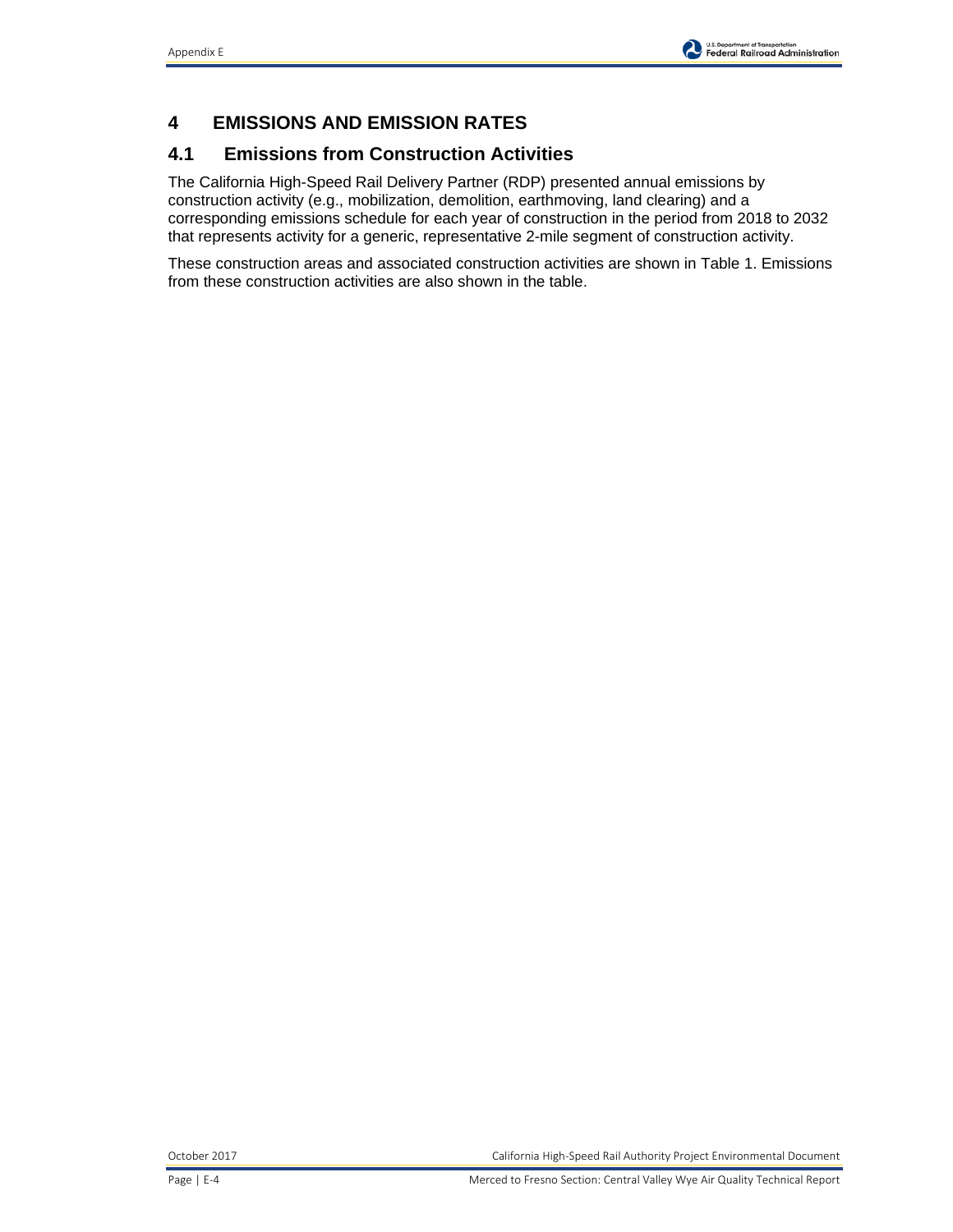# 4 EMISSIONS AND EMISSION RATES

## 4.1 Emissions from Construction Activities

The California High-Speed Rail Delivery Partner (RDP) presented annual emissions by construction activity (e.g., mobilization, demolition, earthmoving, land clearing) and a corresponding emissions schedule for each year of construction in the period from 2018 to 2032 that represents activity for a generic, representative 2-mile segment of construction activity.

These construction areas and associated construction activities are shown in Table 1. Emissions from these construction activities are also shown in the table.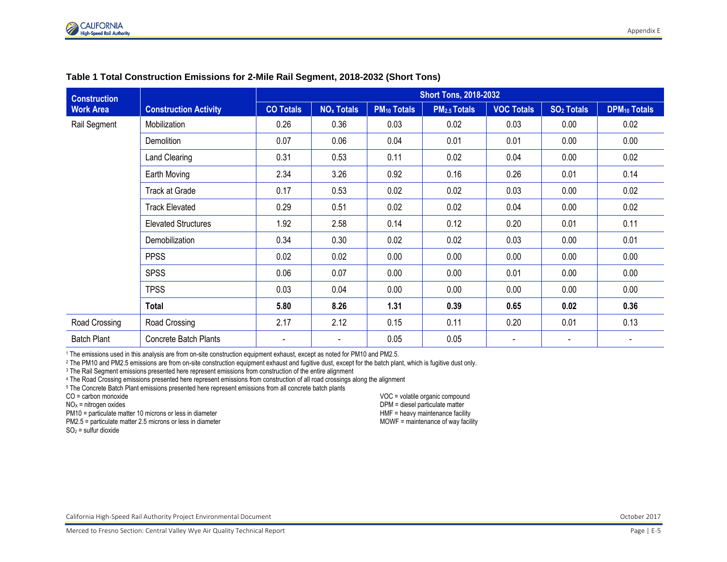**Table 1 Total Construction Emissions for 2-Mile Rail Segment, 2018-2032 (Short Tons)**

| Construction Work Area | Construction Activity | Short Tons, 2018-2032 | | | | | | |
|---|---|---|---|---|---|---|---|---|
| | | CO Totals | $NO_x$ Totals | $PM_{10}$ Totals | $PM_{2.5}$ Totals | VOC Totals | $SO_2$ Totals | $DPM_{10}$ Totals |
| Rail Segment | Mobilization | 0.26 | 0.36 | 0.03 | 0.02 | 0.03 | 0.00 | 0.02 |
| | Demolition | 0.07 | 0.06 | 0.04 | 0.01 | 0.01 | 0.00 | 0.00 |
| | Land Clearing | 0.31 | 0.53 | 0.11 | 0.02 | 0.04 | 0.00 | 0.02 |
| | Earth Moving | 2.34 | 3.26 | 0.92 | 0.16 | 0.26 | 0.01 | 0.14 |
| | Track at Grade | 0.17 | 0.53 | 0.02 | 0.02 | 0.03 | 0.00 | 0.02 |
| | Track Elevated | 0.29 | 0.51 | 0.02 | 0.02 | 0.04 | 0.00 | 0.02 |
| | Elevated Structures | 1.92 | 2.58 | 0.14 | 0.12 | 0.20 | 0.01 | 0.11 |
| | Demobilization | 0.34 | 0.30 | 0.02 | 0.02 | 0.03 | 0.00 | 0.01 |
| | PPSS | 0.02 | 0.02 | 0.00 | 0.00 | 0.00 | 0.00 | 0.00 |
| | SPSS | 0.06 | 0.07 | 0.00 | 0.00 | 0.01 | 0.00 | 0.00 |
| | TPSS | 0.03 | 0.04 | 0.00 | 0.00 | 0.00 | 0.00 | 0.00 |
| | **Total** | **5.80** | **8.26** | **1.31** | **0.39** | **0.65** | **0.02** | **0.36** |
| Road Crossing | Road Crossing | 2.17 | 2.12 | 0.15 | 0.11 | 0.20 | 0.01 | 0.13 |
| Batch Plant | Concrete Batch Plants | - | - | 0.05 | 0.05 | - | - | - |

[1] The emissions used in this analysis are from on-site construction equipment exhaust, except as noted for PM10 and PM2.5.

[2] The PM10 and PM2.5 emissions are from on-site construction equipment exhaust and fugitive dust, except for the batch plant, which is fugitive dust only.

[3] The Rail Segment emissions presented here represent emissions from construction of the entire alignment

[4] The Road Crossing emissions presented here represent emissions from construction of all road crossings along the alignment

[5] The Concrete Batch Plant emissions presented here represent emissions from all concrete batch plants

CO = carbon monoxide

$NO_X$ = nitrogen oxides

PM10 = particulate matter 10 microns or less in diameter

PM2.5 = particulate matter 2.5 microns or less in diameter

$SO_2$ = sulfur dioxide

VOC = volatile organic compound

DPM = diesel particulate matter

HMF = heavy maintenance facility

MOWF = maintenance of way facility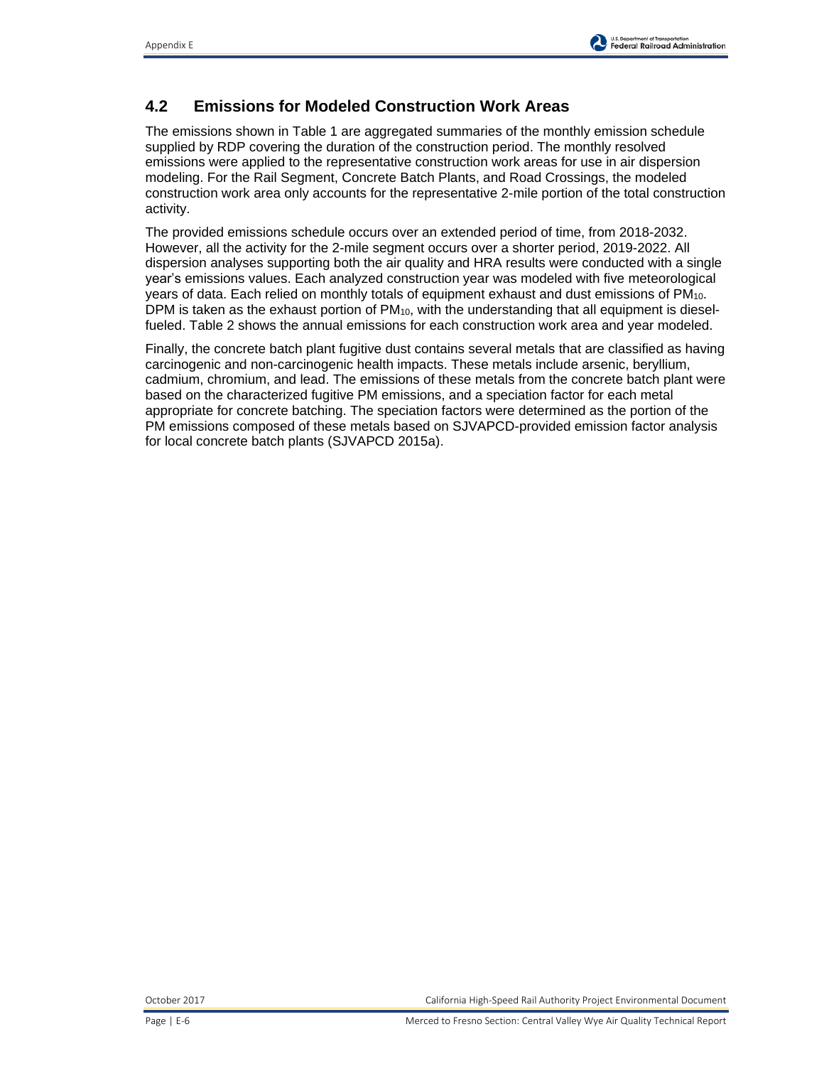## 4.2 Emissions for Modeled Construction Work Areas

The emissions shown in Table 1 are aggregated summaries of the monthly emission schedule supplied by RDP covering the duration of the construction period. The monthly resolved emissions were applied to the representative construction work areas for use in air dispersion modeling. For the Rail Segment, Concrete Batch Plants, and Road Crossings, the modeled construction work area only accounts for the representative 2-mile portion of the total construction activity.

The provided emissions schedule occurs over an extended period of time, from 2018-2032. However, all the activity for the 2-mile segment occurs over a shorter period, 2019-2022. All dispersion analyses supporting both the air quality and HRA results were conducted with a single year's emissions values. Each analyzed construction year was modeled with five meteorological years of data. Each relied on monthly totals of equipment exhaust and dust emissions of $PM_{10}$. DPM is taken as the exhaust portion of $PM_{10}$, with the understanding that all equipment is diesel-fueled. Table 2 shows the annual emissions for each construction work area and year modeled.

Finally, the concrete batch plant fugitive dust contains several metals that are classified as having carcinogenic and non-carcinogenic health impacts. These metals include arsenic, beryllium, cadmium, chromium, and lead. The emissions of these metals from the concrete batch plant were based on the characterized fugitive PM emissions, and a speciation factor for each metal appropriate for concrete batching. The speciation factors were determined as the portion of the PM emissions composed of these metals based on SJVAPCD-provided emission factor analysis for local concrete batch plants (SJVAPCD 2015a).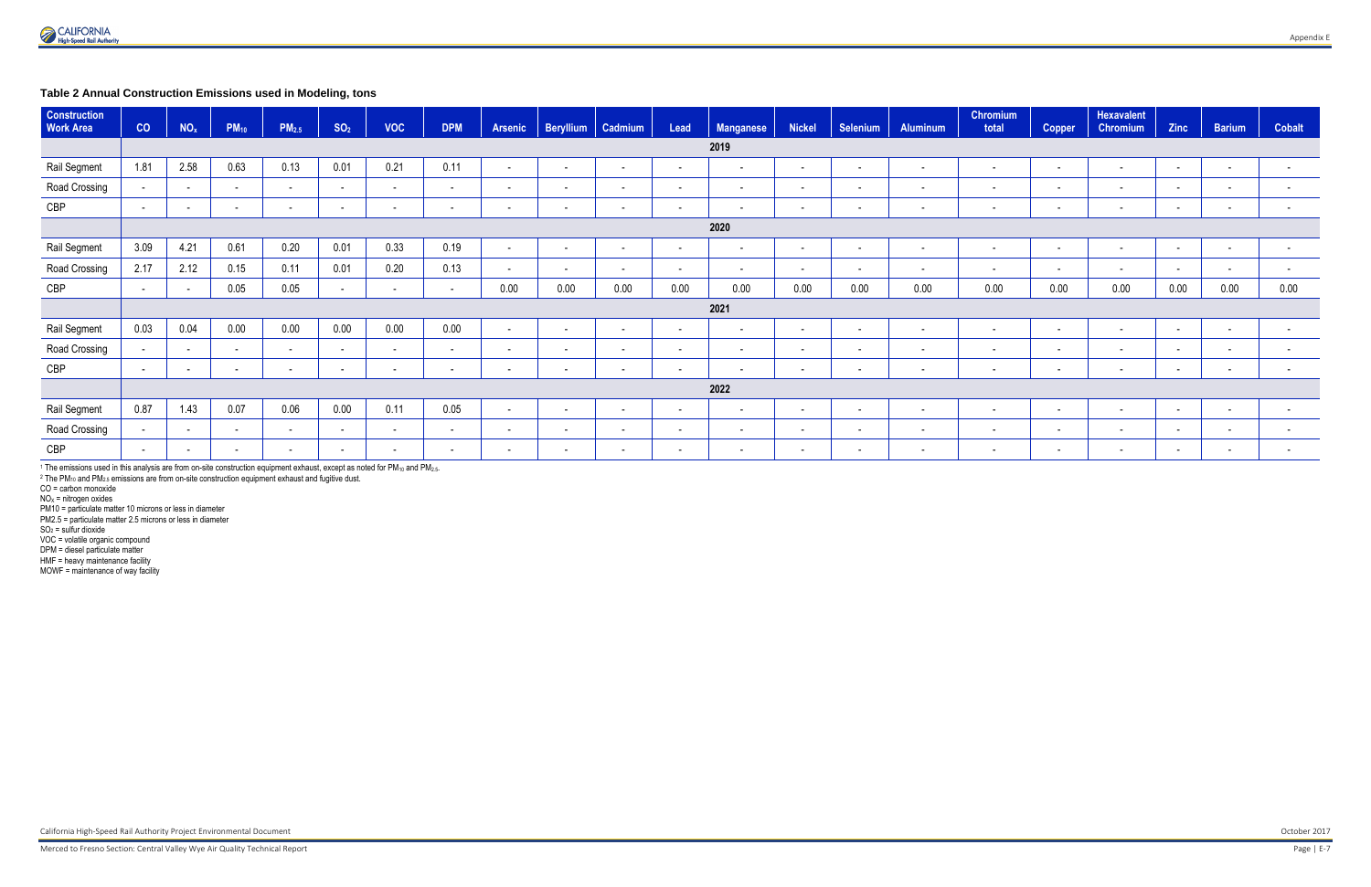**Table 2 Annual Construction Emissions used in Modeling, tons**

| Construction Work Area | CO | $NO_x$ | $PM_{10}$ | $PM_{2.5}$ | $SO_2$ | VOC | DPM | Arsenic | Beryllium | Cadmium | Lead | Manganese | Nickel | Selenium | Aluminum | Chromium total | Copper | Hexavalent Chromium | Zinc | Barium | Cobalt |
|---|---|---|---|---|---|---|---|---|---|---|---|---|---|---|---|---|---|---|---|---|---|
| | **2019** | | | | | | | | | | | | | | | | | | | | |
| Rail Segment | 1.81 | 2.58 | 0.63 | 0.13 | 0.01 | 0.21 | 0.11 | - | - | - | - | - | - | - | - | - | - | - | - | - | - |
| Road Crossing | - | - | - | - | - | - | - | - | - | - | - | - | - | - | - | - | - | - | - | - | - |
| CBP | - | - | - | - | - | - | - | - | - | - | - | - | - | - | - | - | - | - | - | - | - |
| | **2020** | | | | | | | | | | | | | | | | | | | | |
| Rail Segment | 3.09 | 4.21 | 0.61 | 0.20 | 0.01 | 0.33 | 0.19 | - | - | - | - | - | - | - | - | - | - | - | - | - | - |
| Road Crossing | 2.17 | 2.12 | 0.15 | 0.11 | 0.01 | 0.20 | 0.13 | - | - | - | - | - | - | - | - | - | - | - | - | - | - |
| CBP | - | - | 0.05 | 0.05 | - | - | - | 0.00 | 0.00 | 0.00 | 0.00 | 0.00 | 0.00 | 0.00 | 0.00 | 0.00 | 0.00 | 0.00 | 0.00 | 0.00 | 0.00 |
| | **2021** | | | | | | | | | | | | | | | | | | | | |
| Rail Segment | 0.03 | 0.04 | 0.00 | 0.00 | 0.00 | 0.00 | 0.00 | - | - | - | - | - | - | - | - | - | - | - | - | - | - |
| Road Crossing | - | - | - | - | - | - | - | - | - | - | - | - | - | - | - | - | - | - | - | - | - |
| CBP | - | - | - | - | - | - | - | - | - | - | - | - | - | - | - | - | - | - | - | - | - |
| | **2022** | | | | | | | | | | | | | | | | | | | | |
| Rail Segment | 0.87 | 1.43 | 0.07 | 0.06 | 0.00 | 0.11 | 0.05 | - | - | - | - | - | - | - | - | - | - | - | - | - | - |
| Road Crossing | - | - | - | - | - | - | - | - | - | - | - | - | - | - | - | - | - | - | - | - | - |
| CBP | - | - | - | - | - | - | - | - | - | - | - | - | - | - | - | - | - | - | - | - | - |

[1] The emissions used in this analysis are from on-site construction equipment exhaust, except as noted for $PM_{10}$ and $PM_{2.5}$.
[2] The $PM_{10}$ and $PM_{2.5}$ emissions are from on-site construction equipment exhaust and fugitive dust.
CO = carbon monoxide
$NO_x$ = nitrogen oxides
PM10 = particulate matter 10 microns or less in diameter
PM2.5 = particulate matter 2.5 microns or less in diameter
$SO_2$ = sulfur dioxide
VOC = volatile organic compound
DPM = diesel particulate matter
HMF = heavy maintenance facility
MOWF = maintenance of way facility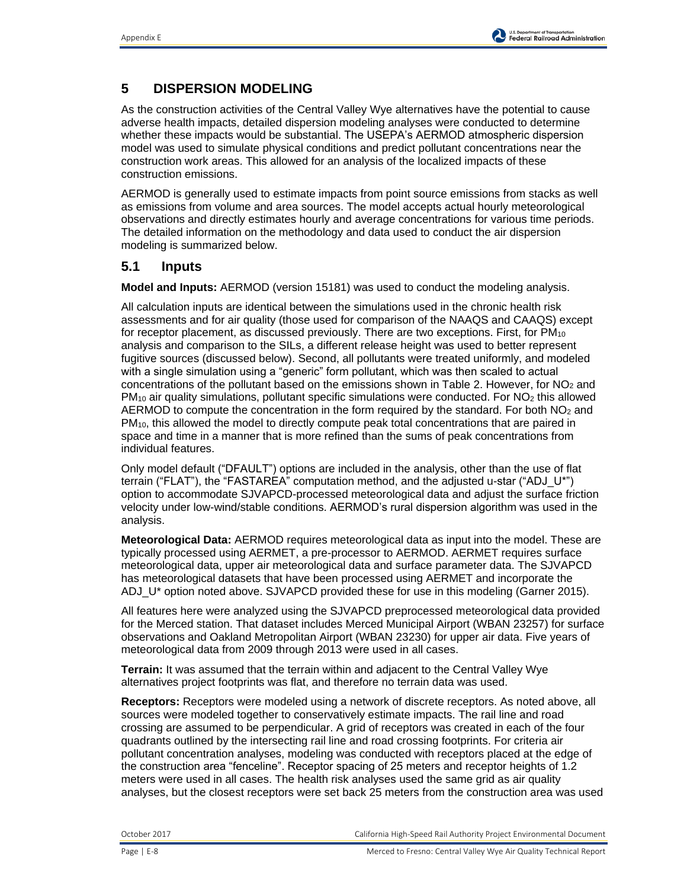## 5 DISPERSION MODELING

As the construction activities of the Central Valley Wye alternatives have the potential to cause adverse health impacts, detailed dispersion modeling analyses were conducted to determine whether these impacts would be substantial. The USEPA's AERMOD atmospheric dispersion model was used to simulate physical conditions and predict pollutant concentrations near the construction work areas. This allowed for an analysis of the localized impacts of these construction emissions.

AERMOD is generally used to estimate impacts from point source emissions from stacks as well as emissions from volume and area sources. The model accepts actual hourly meteorological observations and directly estimates hourly and average concentrations for various time periods. The detailed information on the methodology and data used to conduct the air dispersion modeling is summarized below.

### 5.1 Inputs

**Model and Inputs:** AERMOD (version 15181) was used to conduct the modeling analysis.

All calculation inputs are identical between the simulations used in the chronic health risk assessments and for air quality (those used for comparison of the NAAQS and CAAQS) except for receptor placement, as discussed previously. There are two exceptions. First, for $PM_{10}$ analysis and comparison to the SILs, a different release height was used to better represent fugitive sources (discussed below). Second, all pollutants were treated uniformly, and modeled with a single simulation using a "generic" form pollutant, which was then scaled to actual concentrations of the pollutant based on the emissions shown in Table 2. However, for $NO_2$ and $PM_{10}$ air quality simulations, pollutant specific simulations were conducted. For $NO_2$ this allowed AERMOD to compute the concentration in the form required by the standard. For both $NO_2$ and $PM_{10}$, this allowed the model to directly compute peak total concentrations that are paired in space and time in a manner that is more refined than the sums of peak concentrations from individual features.

Only model default ("DFAULT") options are included in the analysis, other than the use of flat terrain ("FLAT"), the "FASTAREA" computation method, and the adjusted u-star ("ADJ_U*") option to accommodate SJVAPCD-processed meteorological data and adjust the surface friction velocity under low-wind/stable conditions. AERMOD's rural dispersion algorithm was used in the analysis.

**Meteorological Data:** AERMOD requires meteorological data as input into the model. These are typically processed using AERMET, a pre-processor to AERMOD. AERMET requires surface meteorological data, upper air meteorological data and surface parameter data. The SJVAPCD has meteorological datasets that have been processed using AERMET and incorporate the ADJ_U* option noted above. SJVAPCD provided these for use in this modeling (Garner 2015).

All features here were analyzed using the SJVAPCD preprocessed meteorological data provided for the Merced station. That dataset includes Merced Municipal Airport (WBAN 23257) for surface observations and Oakland Metropolitan Airport (WBAN 23230) for upper air data. Five years of meteorological data from 2009 through 2013 were used in all cases.

**Terrain:** It was assumed that the terrain within and adjacent to the Central Valley Wye alternatives project footprints was flat, and therefore no terrain data was used.

**Receptors:** Receptors were modeled using a network of discrete receptors. As noted above, all sources were modeled together to conservatively estimate impacts. The rail line and road crossing are assumed to be perpendicular. A grid of receptors was created in each of the four quadrants outlined by the intersecting rail line and road crossing footprints. For criteria air pollutant concentration analyses, modeling was conducted with receptors placed at the edge of the construction area "fenceline". Receptor spacing of 25 meters and receptor heights of 1.2 meters were used in all cases. The health risk analyses used the same grid as air quality analyses, but the closest receptors were set back 25 meters from the construction area was used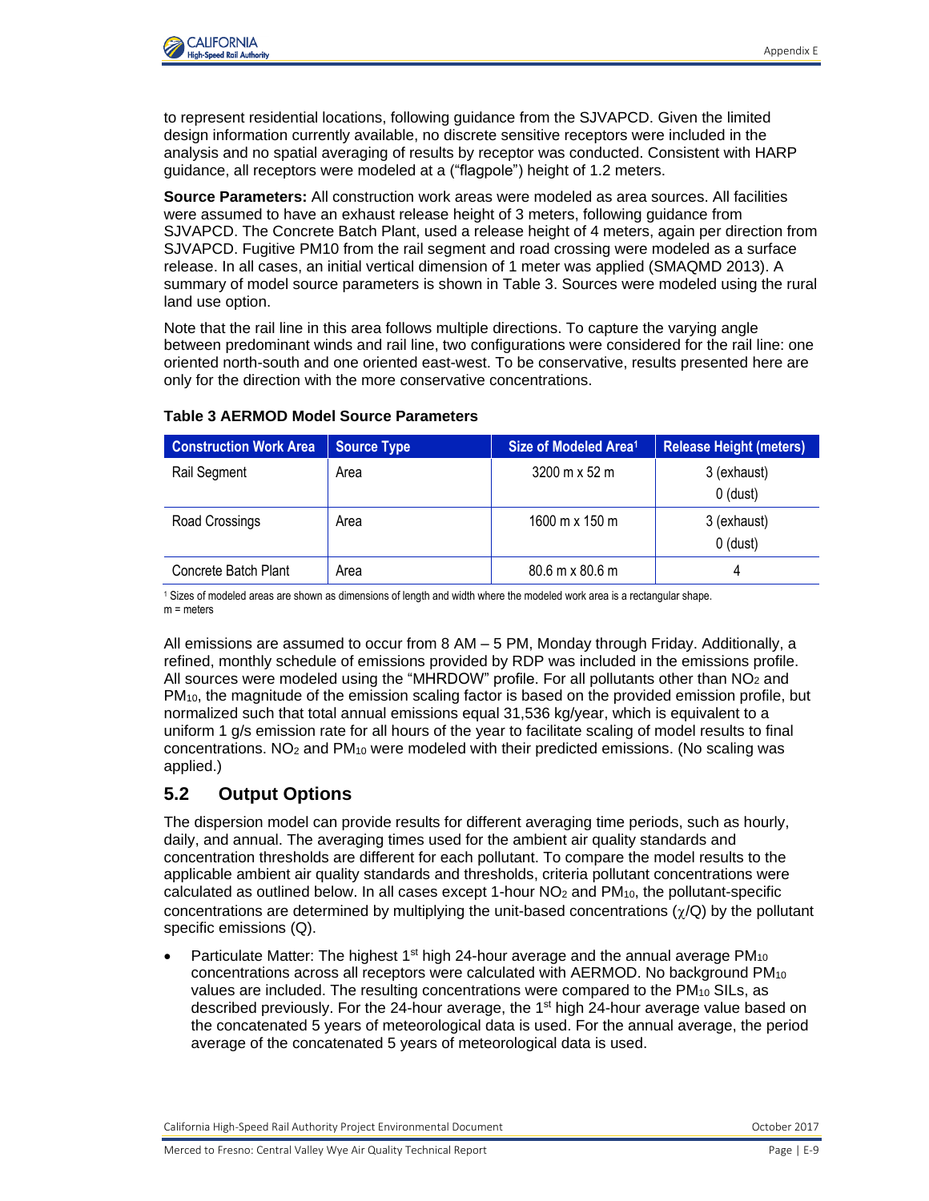to represent residential locations, following guidance from the SJVAPCD. Given the limited design information currently available, no discrete sensitive receptors were included in the analysis and no spatial averaging of results by receptor was conducted. Consistent with HARP guidance, all receptors were modeled at a ("flagpole") height of 1.2 meters.

**Source Parameters:** All construction work areas were modeled as area sources. All facilities were assumed to have an exhaust release height of 3 meters, following guidance from SJVAPCD. The Concrete Batch Plant, used a release height of 4 meters, again per direction from SJVAPCD. Fugitive PM10 from the rail segment and road crossing were modeled as a surface release. In all cases, an initial vertical dimension of 1 meter was applied (SMAQMD 2013). A summary of model source parameters is shown in Table 3. Sources were modeled using the rural land use option.

Note that the rail line in this area follows multiple directions. To capture the varying angle between predominant winds and rail line, two configurations were considered for the rail line: one oriented north-south and one oriented east-west. To be conservative, results presented here are only for the direction with the more conservative concentrations.

**Table 3 AERMOD Model Source Parameters**

| Construction Work Area | Source Type | Size of Modeled Area[1] | Release Height (meters) |
|---|---|---|---|
| Rail Segment | Area | 3200 m x 52 m | 3 (exhaust)<br>0 (dust) |
| Road Crossings | Area | 1600 m x 150 m | 3 (exhaust)<br>0 (dust) |
| Concrete Batch Plant | Area | 80.6 m x 80.6 m | 4 |

[1] Sizes of modeled areas are shown as dimensions of length and width where the modeled work area is a rectangular shape.
m = meters

All emissions are assumed to occur from 8 AM – 5 PM, Monday through Friday. Additionally, a refined, monthly schedule of emissions provided by RDP was included in the emissions profile. All sources were modeled using the "MHRDOW" profile. For all pollutants other than $NO_2$ and $PM_{10}$, the magnitude of the emission scaling factor is based on the provided emission profile, but normalized such that total annual emissions equal 31,536 kg/year, which is equivalent to a uniform 1 g/s emission rate for all hours of the year to facilitate scaling of model results to final concentrations. $NO_2$ and $PM_{10}$ were modeled with their predicted emissions. (No scaling was applied.)

## 5.2 Output Options

The dispersion model can provide results for different averaging time periods, such as hourly, daily, and annual. The averaging times used for the ambient air quality standards and concentration thresholds are different for each pollutant. To compare the model results to the applicable ambient air quality standards and thresholds, criteria pollutant concentrations were calculated as outlined below. In all cases except 1-hour $NO_2$ and $PM_{10}$, the pollutant-specific concentrations are determined by multiplying the unit-based concentrations ($\chi/Q$) by the pollutant specific emissions (Q).

- Particulate Matter: The highest 1[st] high 24-hour average and the annual average $PM_{10}$ concentrations across all receptors were calculated with AERMOD. No background $PM_{10}$ values are included. The resulting concentrations were compared to the $PM_{10}$ SILs, as described previously. For the 24-hour average, the 1[st] high 24-hour average value based on the concatenated 5 years of meteorological data is used. For the annual average, the period average of the concatenated 5 years of meteorological data is used.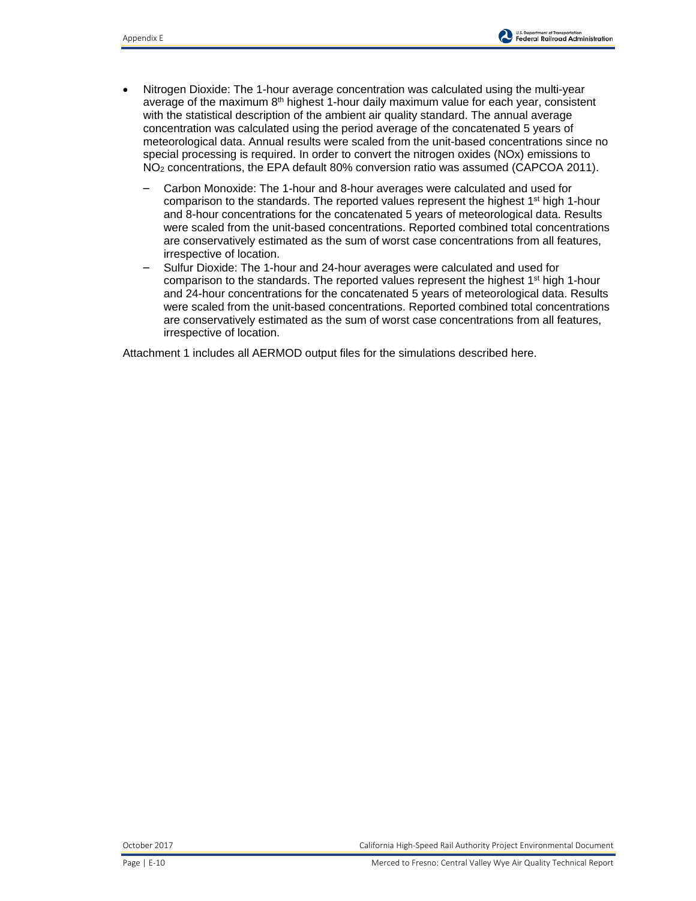- Nitrogen Dioxide: The 1-hour average concentration was calculated using the multi-year average of the maximum 8th highest 1-hour daily maximum value for each year, consistent with the statistical description of the ambient air quality standard. The annual average concentration was calculated using the period average of the concatenated 5 years of meteorological data. Annual results were scaled from the unit-based concentrations since no special processing is required. In order to convert the nitrogen oxides (NOx) emissions to $NO_2$ concentrations, the EPA default 80% conversion ratio was assumed (CAPCOA 2011).
  - Carbon Monoxide: The 1-hour and 8-hour averages were calculated and used for comparison to the standards. The reported values represent the highest 1st high 1-hour and 8-hour concentrations for the concatenated 5 years of meteorological data. Results were scaled from the unit-based concentrations. Reported combined total concentrations are conservatively estimated as the sum of worst case concentrations from all features, irrespective of location.
  - Sulfur Dioxide: The 1-hour and 24-hour averages were calculated and used for comparison to the standards. The reported values represent the highest 1st high 1-hour and 24-hour concentrations for the concatenated 5 years of meteorological data. Results were scaled from the unit-based concentrations. Reported combined total concentrations are conservatively estimated as the sum of worst case concentrations from all features, irrespective of location.

Attachment 1 includes all AERMOD output files for the simulations described here.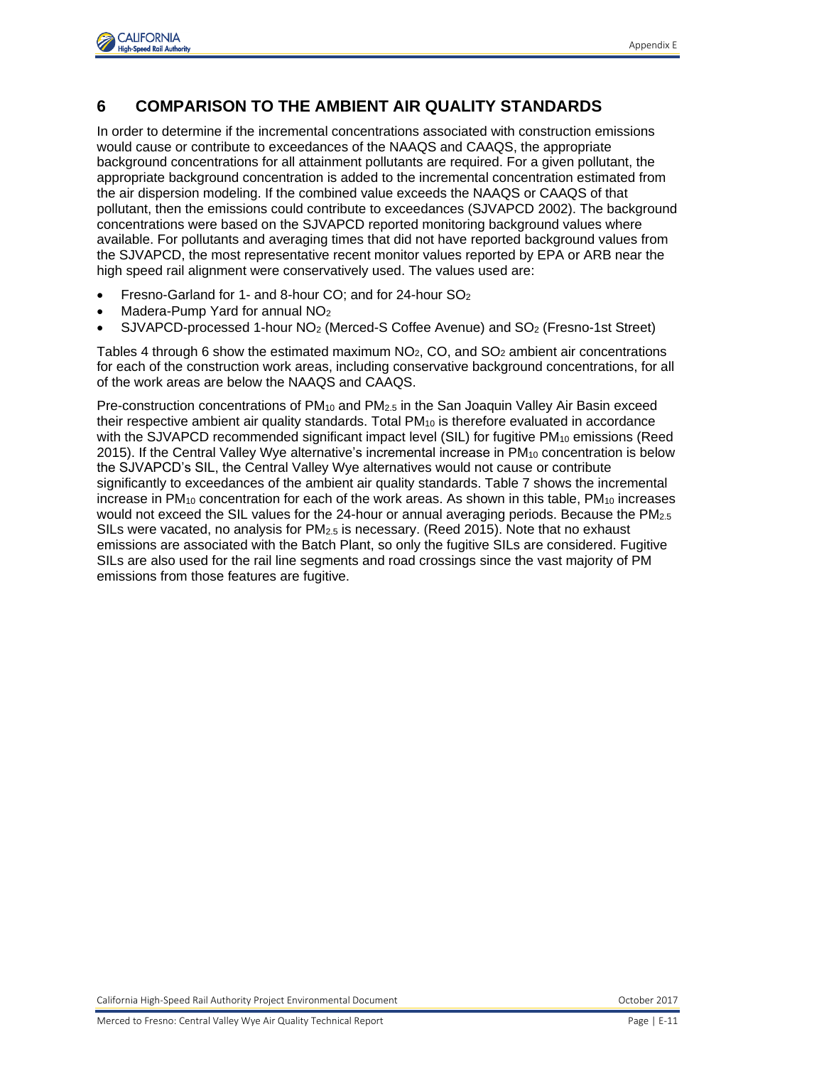# 6 COMPARISON TO THE AMBIENT AIR QUALITY STANDARDS

In order to determine if the incremental concentrations associated with construction emissions would cause or contribute to exceedances of the NAAQS and CAAQS, the appropriate background concentrations for all attainment pollutants are required. For a given pollutant, the appropriate background concentration is added to the incremental concentration estimated from the air dispersion modeling. If the combined value exceeds the NAAQS or CAAQS of that pollutant, then the emissions could contribute to exceedances (SJVAPCD 2002). The background concentrations were based on the SJVAPCD reported monitoring background values where available. For pollutants and averaging times that did not have reported background values from the SJVAPCD, the most representative recent monitor values reported by EPA or ARB near the high speed rail alignment were conservatively used. The values used are:

- Fresno-Garland for 1- and 8-hour CO; and for 24-hour $SO_2$
- Madera-Pump Yard for annual $NO_2$
- SJVAPCD-processed 1-hour $NO_2$ (Merced-S Coffee Avenue) and $SO_2$ (Fresno-1st Street)

Tables 4 through 6 show the estimated maximum $NO_2$, CO, and $SO_2$ ambient air concentrations for each of the construction work areas, including conservative background concentrations, for all of the work areas are below the NAAQS and CAAQS.

Pre-construction concentrations of $PM_{10}$ and $PM_{2.5}$ in the San Joaquin Valley Air Basin exceed their respective ambient air quality standards. Total $PM_{10}$ is therefore evaluated in accordance with the SJVAPCD recommended significant impact level (SIL) for fugitive $PM_{10}$ emissions (Reed 2015). If the Central Valley Wye alternative's incremental increase in $PM_{10}$ concentration is below the SJVAPCD's SIL, the Central Valley Wye alternatives would not cause or contribute significantly to exceedances of the ambient air quality standards. Table 7 shows the incremental increase in $PM_{10}$ concentration for each of the work areas. As shown in this table, $PM_{10}$ increases would not exceed the SIL values for the 24-hour or annual averaging periods. Because the $PM_{2.5}$ SILs were vacated, no analysis for $PM_{2.5}$ is necessary. (Reed 2015). Note that no exhaust emissions are associated with the Batch Plant, so only the fugitive SILs are considered. Fugitive SILs are also used for the rail line segments and road crossings since the vast majority of PM emissions from those features are fugitive.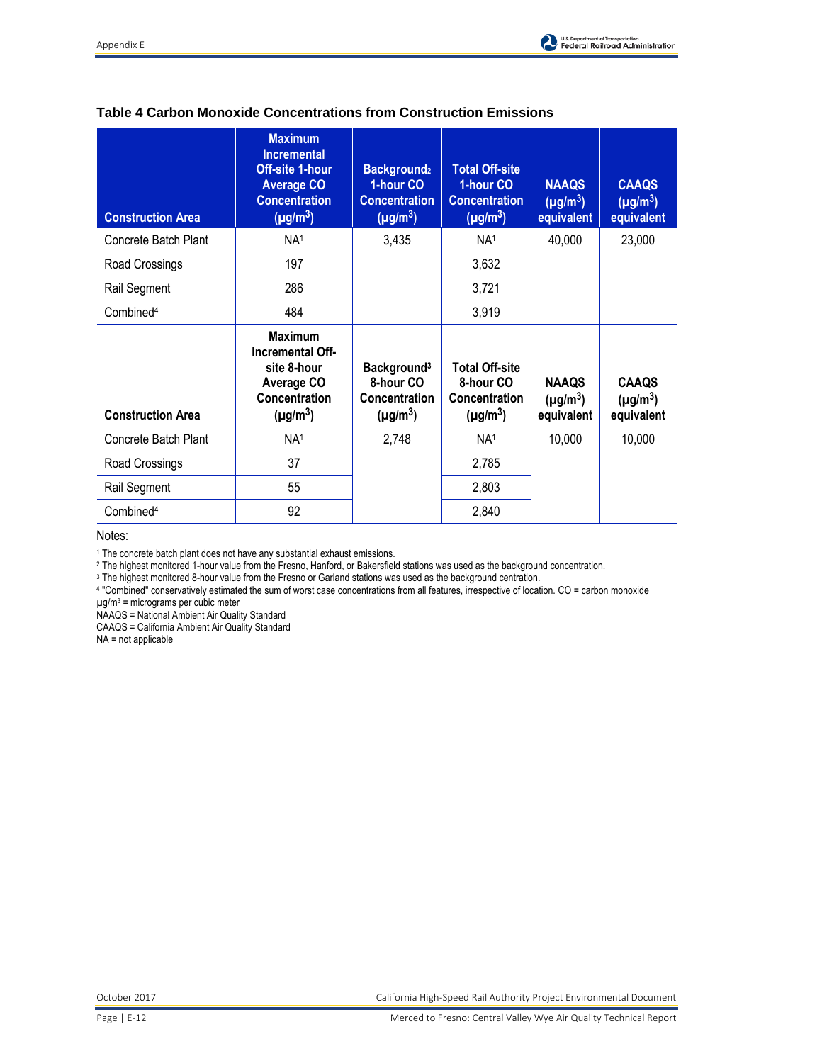**Table 4 Carbon Monoxide Concentrations from Construction Emissions**

| Construction Area | Maximum Incremental Off-site 1-hour Average CO Concentration (μg/m$^3$) | Background[2] 1-hour CO Concentration (μg/m$^3$) | Total Off-site 1-hour CO Concentration (μg/m$^3$) | NAAQS (μg/m$^3$) equivalent | CAAQS (μg/m$^3$) equivalent |
|---|---|---|---|---|---|
| Concrete Batch Plant | NA[1] | 3,435 | NA[1] | 40,000 | 23,000 |
| Road Crossings | 197 | | 3,632 | | |
| Rail Segment | 286 | | 3,721 | | |
| Combined[4] | 484 | | 3,919 | | |
| **Construction Area** | **Maximum Incremental Off-site 8-hour Average CO Concentration (μg/m$^3$)** | **Background[3] 8-hour CO Concentration (μg/m$^3$)** | **Total Off-site 8-hour CO Concentration (μg/m$^3$)** | **NAAQS (μg/m$^3$) equivalent** | **CAAQS (μg/m$^3$) equivalent** |
| Concrete Batch Plant | NA[1] | 2,748 | NA[1] | 10,000 | 10,000 |
| Road Crossings | 37 | | 2,785 | | |
| Rail Segment | 55 | | 2,803 | | |
| Combined[4] | 92 | | 2,840 | | |

Notes:

[1] The concrete batch plant does not have any substantial exhaust emissions.
[2] The highest monitored 1-hour value from the Fresno, Hanford, or Bakersfield stations was used as the background concentration.
[3] The highest monitored 8-hour value from the Fresno or Garland stations was used as the background centration.
[4] "Combined" conservatively estimated the sum of worst case concentrations from all features, irrespective of location. CO = carbon monoxide
μg/m$^3$ = micrograms per cubic meter
NAAQS = National Ambient Air Quality Standard
CAAQS = California Ambient Air Quality Standard
NA = not applicable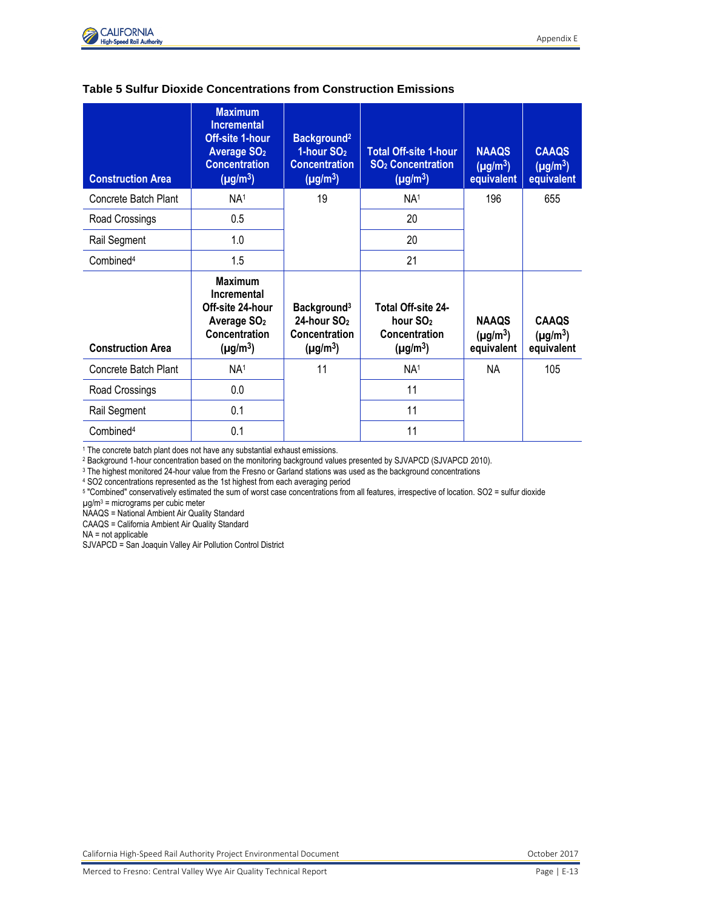**Table 5 Sulfur Dioxide Concentrations from Construction Emissions**

| Construction Area | Maximum Incremental Off-site 1-hour Average $SO_2$ Concentration (μg/m$^3$) | Background[2] 1-hour $SO_2$ Concentration (μg/m$^3$) | Total Off-site 1-hour $SO_2$ Concentration (μg/m$^3$) | NAAQS (μg/m$^3$) equivalent | CAAQS (μg/m$^3$) equivalent |
|---|---|---|---|---|---|
| Concrete Batch Plant | NA[1] | 19 | NA[1] | 196 | 655 |
| Road Crossings | 0.5 | | 20 | | |
| Rail Segment | 1.0 | | 20 | | |
| Combined[4] | 1.5 | | 21 | | |
| **Construction Area** | **Maximum Incremental Off-site 24-hour Average $SO_2$ Concentration (μg/m$^3$)** | **Background[3] 24-hour $SO_2$ Concentration (μg/m$^3$)** | **Total Off-site 24-hour $SO_2$ Concentration (μg/m$^3$)** | **NAAQS (μg/m$^3$) equivalent** | **CAAQS (μg/m$^3$) equivalent** |
| Concrete Batch Plant | NA[1] | 11 | NA[1] | NA | 105 |
| Road Crossings | 0.0 | | 11 | | |
| Rail Segment | 0.1 | | 11 | | |
| Combined[4] | 0.1 | | 11 | | |

[1] The concrete batch plant does not have any substantial exhaust emissions.
[2] Background 1-hour concentration based on the monitoring background values presented by SJVAPCD (SJVAPCD 2010).
[3] The highest monitored 24-hour value from the Fresno or Garland stations was used as the background concentrations
[4] SO2 concentrations represented as the 1st highest from each averaging period
[5] "Combined" conservatively estimated the sum of worst case concentrations from all features, irrespective of location. SO2 = sulfur dioxide
μg/m$^3$ = micrograms per cubic meter
NAAQS = National Ambient Air Quality Standard
CAAQS = California Ambient Air Quality Standard
NA = not applicable
SJVAPCD = San Joaquin Valley Air Pollution Control District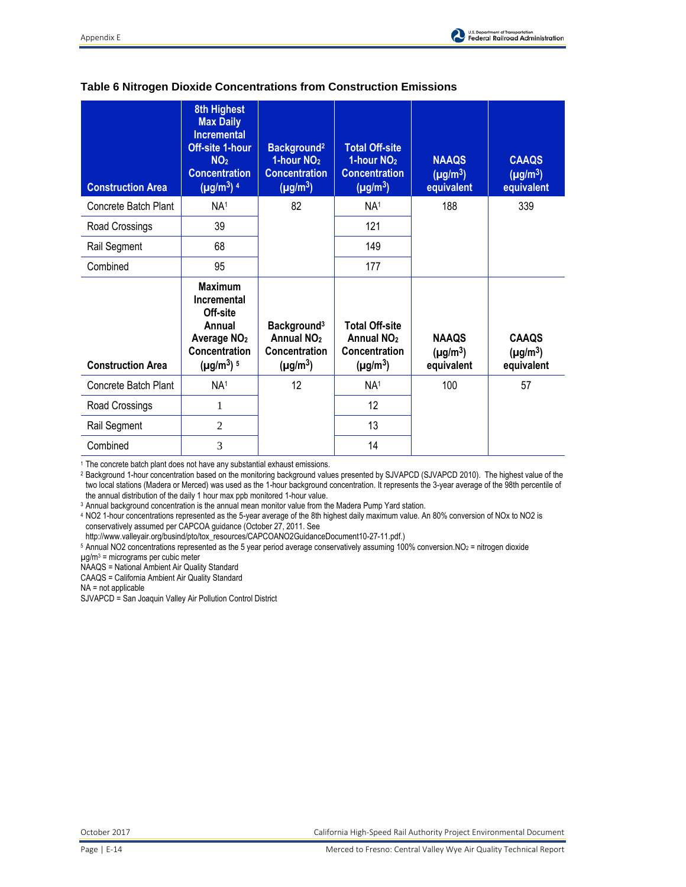**Table 6 Nitrogen Dioxide Concentrations from Construction Emissions**

| Construction Area | 8th Highest Max Daily Incremental Off-site 1-hour $NO_2$ Concentration ($\mu g/m^3$) [4] | Background[2] 1-hour $NO_2$ Concentration ($\mu g/m^3$) | Total Off-site 1-hour $NO_2$ Concentration ($\mu g/m^3$) | NAAQS ($\mu g/m^3$) equivalent | CAAQS ($\mu g/m^3$) equivalent |
|---|---|---|---|---|---|
| Concrete Batch Plant | NA[1] | 82 | NA[1] | 188 | 339 |
| Road Crossings | 39 | | 121 | | |
| Rail Segment | 68 | | 149 | | |
| Combined | 95 | | 177 | | |
| **Construction Area** | **Maximum Incremental Off-site Annual Average $NO_2$ Concentration ($\mu g/m^3$) [5]** | **Background[3] Annual $NO_2$ Concentration ($\mu g/m^3$)** | **Total Off-site Annual $NO_2$ Concentration ($\mu g/m^3$)** | **NAAQS ($\mu g/m^3$) equivalent** | **CAAQS ($\mu g/m^3$) equivalent** |
| Concrete Batch Plant | NA[1] | 12 | NA[1] | 100 | 57 |
| Road Crossings | 1 | | 12 | | |
| Rail Segment | 2 | | 13 | | |
| Combined | 3 | | 14 | | |

[1] The concrete batch plant does not have any substantial exhaust emissions.

[2] Background 1-hour concentration based on the monitoring background values presented by SJVAPCD (SJVAPCD 2010). The highest value of the two local stations (Madera or Merced) was used as the 1-hour background concentration. It represents the 3-year average of the 98th percentile of the annual distribution of the daily 1 hour max ppb monitored 1-hour value.

[3] Annual background concentration is the annual mean monitor value from the Madera Pump Yard station.

[4] NO2 1-hour concentrations represented as the 5-year average of the 8th highest daily maximum value. An 80% conversion of NOx to NO2 is conservatively assumed per CAPCOA guidance (October 27, 2011. See http://www.valleyair.org/busind/pto/tox_resources/CAPCOANO2GuidanceDocument10-27-11.pdf.)

[5] Annual NO2 concentrations represented as the 5 year period average conservatively assuming 100% conversion.$NO_2$ = nitrogen dioxide

$\mu g/m^3$ = micrograms per cubic meter

NAAQS = National Ambient Air Quality Standard

CAAQS = California Ambient Air Quality Standard

NA = not applicable

SJVAPCD = San Joaquin Valley Air Pollution Control District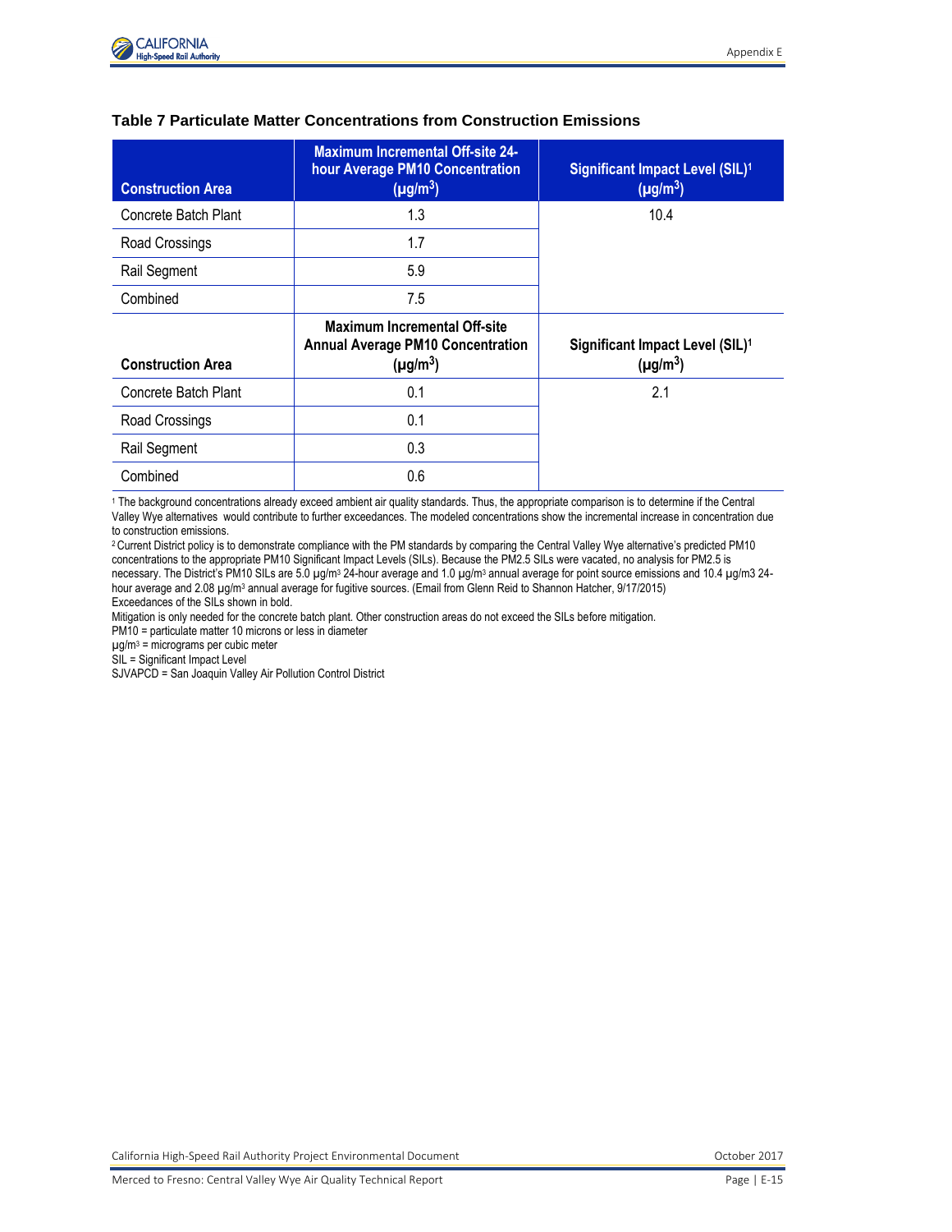### Table 7 Particulate Matter Concentrations from Construction Emissions

| Construction Area | Maximum Incremental Off-site 24-hour Average PM10 Concentration ($\mu g/m^3$) | Significant Impact Level (SIL)[1] ($\mu g/m^3$) |
|---|---|---|
| Concrete Batch Plant | 1.3 | 10.4 |
| Road Crossings | 1.7 | |
| Rail Segment | 5.9 | |
| Combined | 7.5 | |
| **Construction Area** | **Maximum Incremental Off-site Annual Average PM10 Concentration ($\mu g/m^3$)** | **Significant Impact Level (SIL)[1] ($\mu g/m^3$)** |
| Concrete Batch Plant | 0.1 | 2.1 |
| Road Crossings | 0.1 | |
| Rail Segment | 0.3 | |
| Combined | 0.6 | |

[1] The background concentrations already exceed ambient air quality standards. Thus, the appropriate comparison is to determine if the Central Valley Wye alternatives would contribute to further exceedances. The modeled concentrations show the incremental increase in concentration due to construction emissions.

[2] Current District policy is to demonstrate compliance with the PM standards by comparing the Central Valley Wye alternative's predicted PM10 concentrations to the appropriate PM10 Significant Impact Levels (SILs). Because the PM2.5 SILs were vacated, no analysis for PM2.5 is necessary. The District's PM10 SILs are 5.0 $\mu g/m^3$ 24-hour average and 1.0 $\mu g/m^3$ annual average for point source emissions and 10.4 $\mu g/m3$ 24-hour average and 2.08 $\mu g/m^3$ annual average for fugitive sources. (Email from Glenn Reid to Shannon Hatcher, 9/17/2015)

Exceedances of the SILs shown in bold.

Mitigation is only needed for the concrete batch plant. Other construction areas do not exceed the SILs before mitigation.

PM10 = particulate matter 10 microns or less in diameter

$\mu g/m^3$ = micrograms per cubic meter

SIL = Significant Impact Level

SJVAPCD = San Joaquin Valley Air Pollution Control District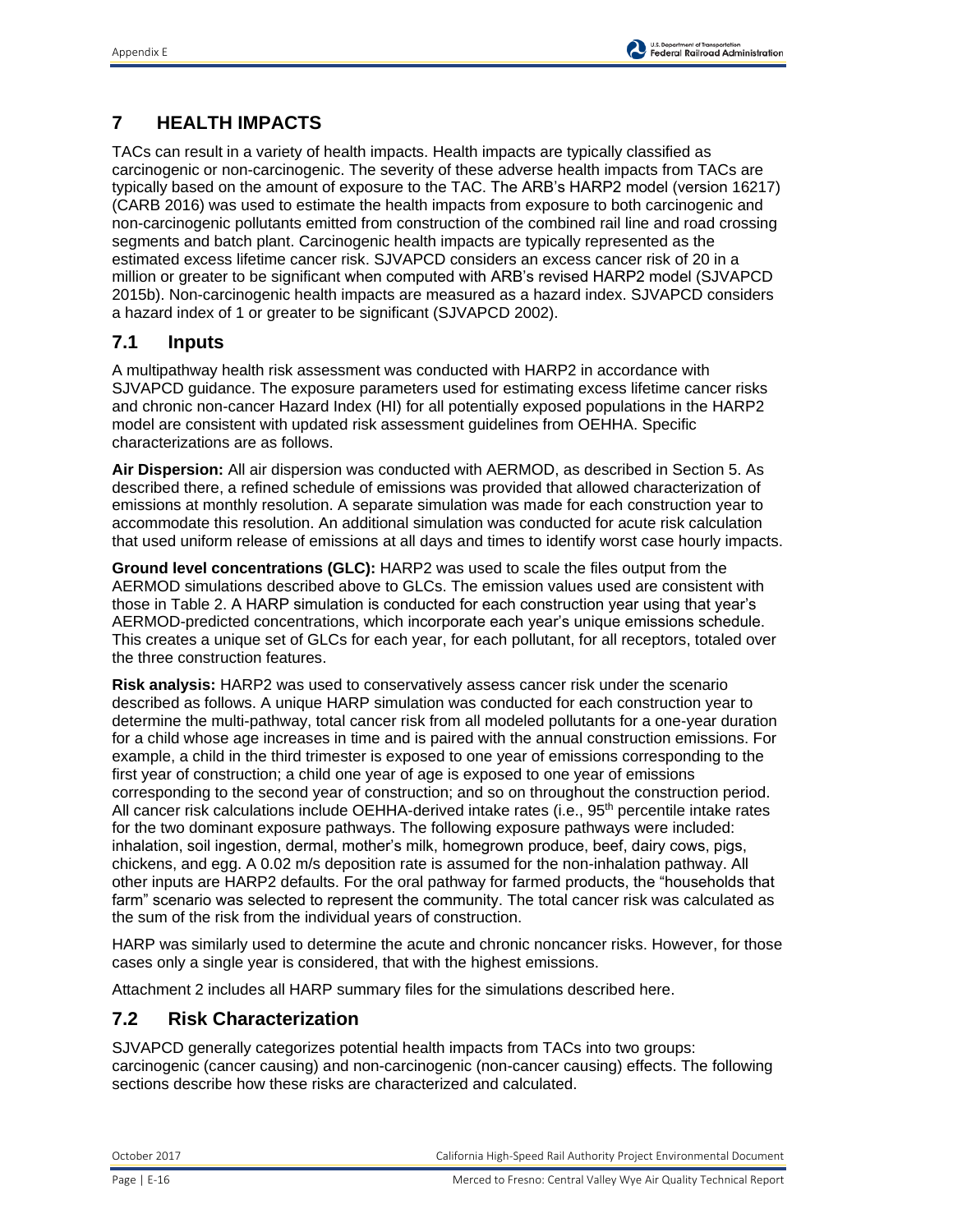# 7 HEALTH IMPACTS

TACs can result in a variety of health impacts. Health impacts are typically classified as carcinogenic or non-carcinogenic. The severity of these adverse health impacts from TACs are typically based on the amount of exposure to the TAC. The ARB's HARP2 model (version 16217) (CARB 2016) was used to estimate the health impacts from exposure to both carcinogenic and non-carcinogenic pollutants emitted from construction of the combined rail line and road crossing segments and batch plant. Carcinogenic health impacts are typically represented as the estimated excess lifetime cancer risk. SJVAPCD considers an excess cancer risk of 20 in a million or greater to be significant when computed with ARB's revised HARP2 model (SJVAPCD 2015b). Non-carcinogenic health impacts are measured as a hazard index. SJVAPCD considers a hazard index of 1 or greater to be significant (SJVAPCD 2002).

## 7.1 Inputs

A multipathway health risk assessment was conducted with HARP2 in accordance with SJVAPCD guidance. The exposure parameters used for estimating excess lifetime cancer risks and chronic non-cancer Hazard Index (HI) for all potentially exposed populations in the HARP2 model are consistent with updated risk assessment guidelines from OEHHA. Specific characterizations are as follows.

**Air Dispersion:** All air dispersion was conducted with AERMOD, as described in Section 5. As described there, a refined schedule of emissions was provided that allowed characterization of emissions at monthly resolution. A separate simulation was made for each construction year to accommodate this resolution. An additional simulation was conducted for acute risk calculation that used uniform release of emissions at all days and times to identify worst case hourly impacts.

**Ground level concentrations (GLC):** HARP2 was used to scale the files output from the AERMOD simulations described above to GLCs. The emission values used are consistent with those in Table 2. A HARP simulation is conducted for each construction year using that year's AERMOD-predicted concentrations, which incorporate each year's unique emissions schedule. This creates a unique set of GLCs for each year, for each pollutant, for all receptors, totaled over the three construction features.

**Risk analysis:** HARP2 was used to conservatively assess cancer risk under the scenario described as follows. A unique HARP simulation was conducted for each construction year to determine the multi-pathway, total cancer risk from all modeled pollutants for a one-year duration for a child whose age increases in time and is paired with the annual construction emissions. For example, a child in the third trimester is exposed to one year of emissions corresponding to the first year of construction; a child one year of age is exposed to one year of emissions corresponding to the second year of construction; and so on throughout the construction period. All cancer risk calculations include OEHHA-derived intake rates (i.e., 95th percentile intake rates for the two dominant exposure pathways. The following exposure pathways were included: inhalation, soil ingestion, dermal, mother's milk, homegrown produce, beef, dairy cows, pigs, chickens, and egg. A 0.02 m/s deposition rate is assumed for the non-inhalation pathway. All other inputs are HARP2 defaults. For the oral pathway for farmed products, the "households that farm" scenario was selected to represent the community. The total cancer risk was calculated as the sum of the risk from the individual years of construction.

HARP was similarly used to determine the acute and chronic noncancer risks. However, for those cases only a single year is considered, that with the highest emissions.

Attachment 2 includes all HARP summary files for the simulations described here.

## 7.2 Risk Characterization

SJVAPCD generally categorizes potential health impacts from TACs into two groups: carcinogenic (cancer causing) and non-carcinogenic (non-cancer causing) effects. The following sections describe how these risks are characterized and calculated.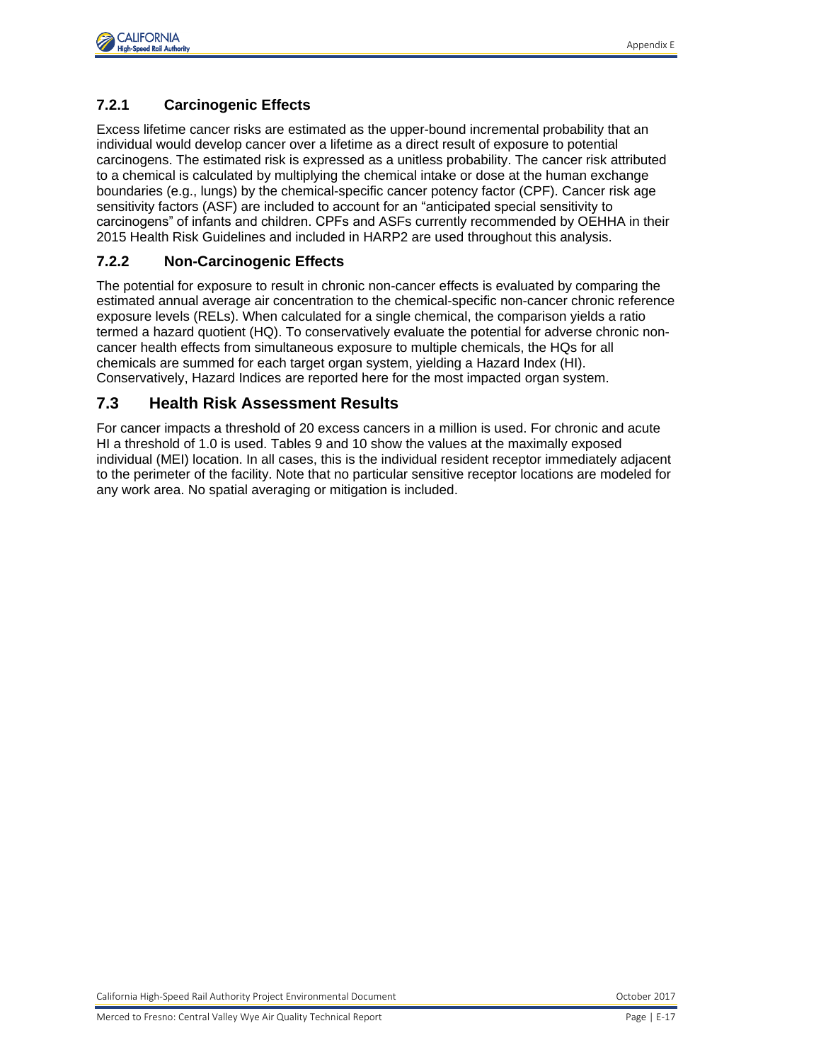### 7.2.1 Carcinogenic Effects

Excess lifetime cancer risks are estimated as the upper-bound incremental probability that an individual would develop cancer over a lifetime as a direct result of exposure to potential carcinogens. The estimated risk is expressed as a unitless probability. The cancer risk attributed to a chemical is calculated by multiplying the chemical intake or dose at the human exchange boundaries (e.g., lungs) by the chemical-specific cancer potency factor (CPF). Cancer risk age sensitivity factors (ASF) are included to account for an "anticipated special sensitivity to carcinogens" of infants and children. CPFs and ASFs currently recommended by OEHHA in their 2015 Health Risk Guidelines and included in HARP2 are used throughout this analysis.

### 7.2.2 Non-Carcinogenic Effects

The potential for exposure to result in chronic non-cancer effects is evaluated by comparing the estimated annual average air concentration to the chemical-specific non-cancer chronic reference exposure levels (RELs). When calculated for a single chemical, the comparison yields a ratio termed a hazard quotient (HQ). To conservatively evaluate the potential for adverse chronic non-cancer health effects from simultaneous exposure to multiple chemicals, the HQs for all chemicals are summed for each target organ system, yielding a Hazard Index (HI). Conservatively, Hazard Indices are reported here for the most impacted organ system.

## 7.3 Health Risk Assessment Results

For cancer impacts a threshold of 20 excess cancers in a million is used. For chronic and acute HI a threshold of 1.0 is used. Tables 9 and 10 show the values at the maximally exposed individual (MEI) location. In all cases, this is the individual resident receptor immediately adjacent to the perimeter of the facility. Note that no particular sensitive receptor locations are modeled for any work area. No spatial averaging or mitigation is included.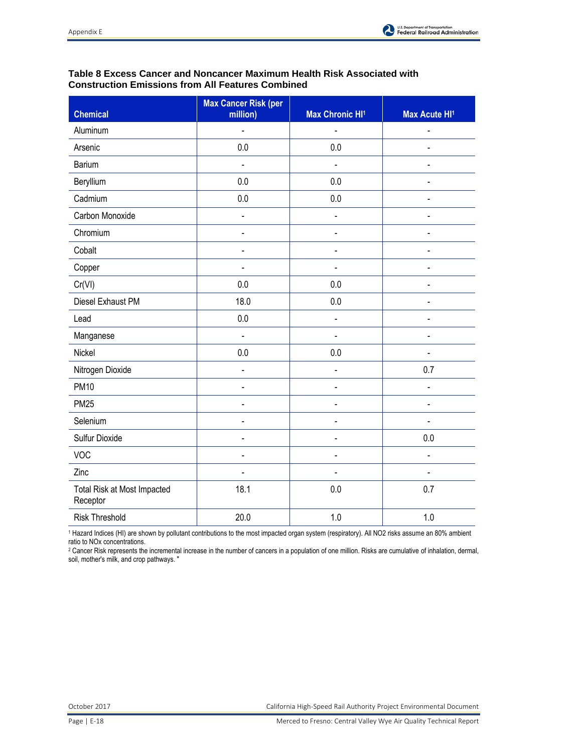**Table 8 Excess Cancer and Noncancer Maximum Health Risk Associated with Construction Emissions from All Features Combined**

| Chemical | Max Cancer Risk (per million) | Max Chronic HI[1] | Max Acute HI[1] |
|---|---|---|---|
| Aluminum | - | - | - |
| Arsenic | 0.0 | 0.0 | - |
| Barium | - | - | - |
| Beryllium | 0.0 | 0.0 | - |
| Cadmium | 0.0 | 0.0 | - |
| Carbon Monoxide | - | - | - |
| Chromium | - | - | - |
| Cobalt | - | - | - |
| Copper | - | - | - |
| Cr(VI) | 0.0 | 0.0 | - |
| Diesel Exhaust PM | 18.0 | 0.0 | - |
| Lead | 0.0 | - | - |
| Manganese | - | - | - |
| Nickel | 0.0 | 0.0 | - |
| Nitrogen Dioxide | - | - | 0.7 |
| PM10 | - | - | - |
| PM25 | - | - | - |
| Selenium | - | - | - |
| Sulfur Dioxide | - | - | 0.0 |
| VOC | - | - | - |
| Zinc | - | - | - |
| Total Risk at Most Impacted Receptor | 18.1 | 0.0 | 0.7 |
| Risk Threshold | 20.0 | 1.0 | 1.0 |

[1] Hazard Indices (HI) are shown by pollutant contributions to the most impacted organ system (respiratory). All NO2 risks assume an 80% ambient ratio to NOx concentrations.

[2] Cancer Risk represents the incremental increase in the number of cancers in a population of one million. Risks are cumulative of inhalation, dermal, soil, mother's milk, and crop pathways. "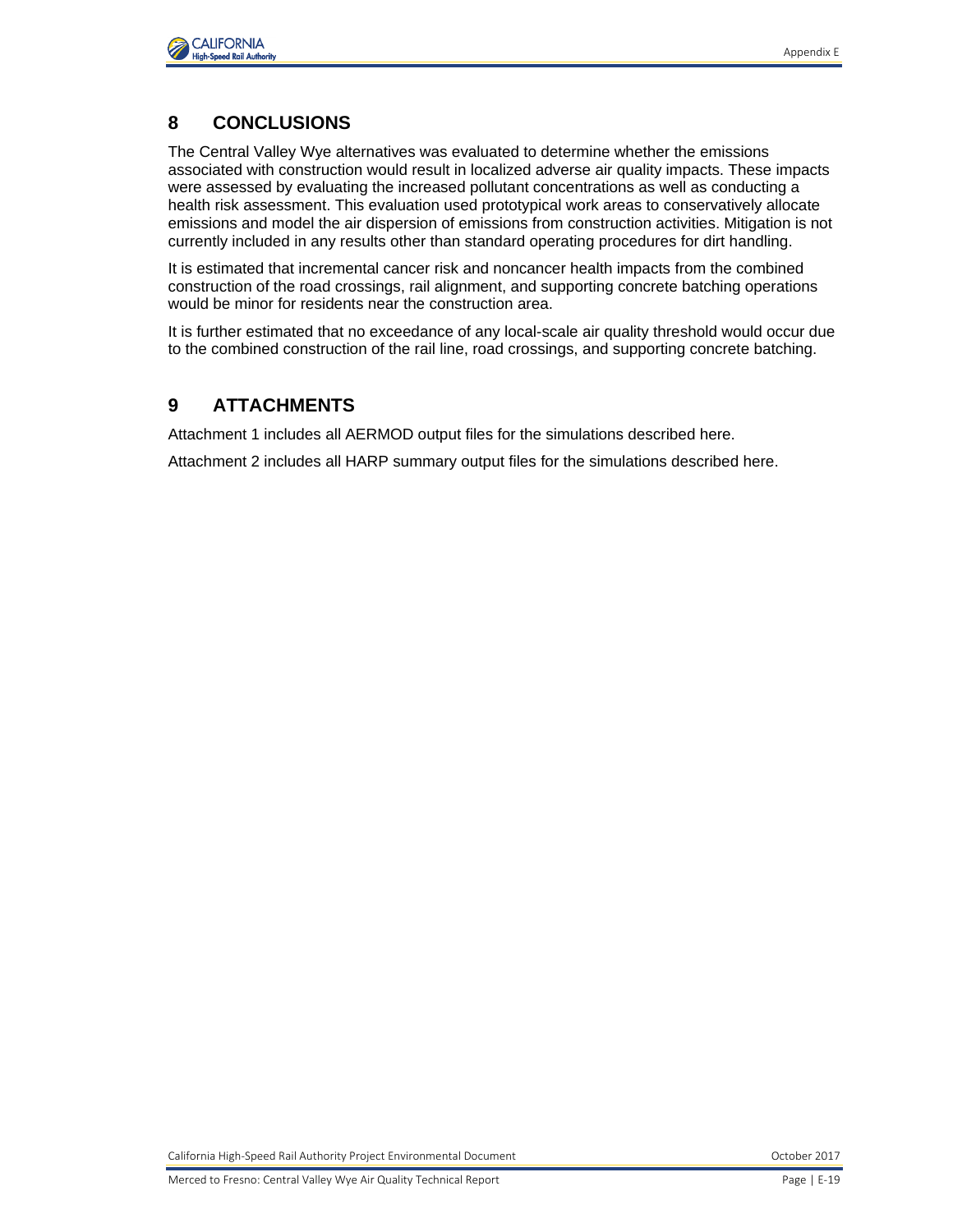## 8 CONCLUSIONS

The Central Valley Wye alternatives was evaluated to determine whether the emissions associated with construction would result in localized adverse air quality impacts. These impacts were assessed by evaluating the increased pollutant concentrations as well as conducting a health risk assessment. This evaluation used prototypical work areas to conservatively allocate emissions and model the air dispersion of emissions from construction activities. Mitigation is not currently included in any results other than standard operating procedures for dirt handling.

It is estimated that incremental cancer risk and noncancer health impacts from the combined construction of the road crossings, rail alignment, and supporting concrete batching operations would be minor for residents near the construction area.

It is further estimated that no exceedance of any local-scale air quality threshold would occur due to the combined construction of the rail line, road crossings, and supporting concrete batching.

## 9 ATTACHMENTS

Attachment 1 includes all AERMOD output files for the simulations described here.

Attachment 2 includes all HARP summary output files for the simulations described here.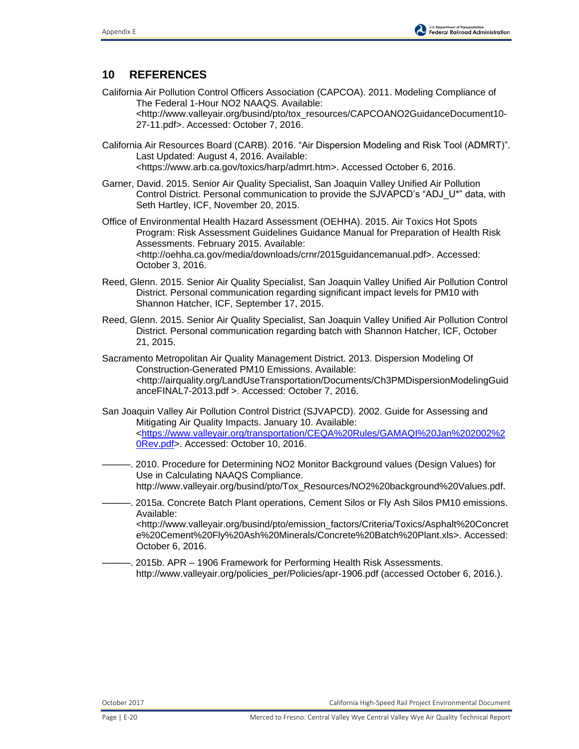## 10 REFERENCES

California Air Pollution Control Officers Association (CAPCOA). 2011. Modeling Compliance of The Federal 1-Hour NO2 NAAQS. Available: <http://www.valleyair.org/busind/pto/tox_resources/CAPCOANO2GuidanceDocument10-27-11.pdf>. Accessed: October 7, 2016.

California Air Resources Board (CARB). 2016. "Air Dispersion Modeling and Risk Tool (ADMRT)". Last Updated: August 4, 2016. Available: <https://www.arb.ca.gov/toxics/harp/admrt.htm>. Accessed October 6, 2016.

Garner, David. 2015. Senior Air Quality Specialist, San Joaquin Valley Unified Air Pollution Control District. Personal communication to provide the SJVAPCD's "ADJ_U*" data, with Seth Hartley, ICF, November 20, 2015.

Office of Environmental Health Hazard Assessment (OEHHA). 2015. Air Toxics Hot Spots Program: Risk Assessment Guidelines Guidance Manual for Preparation of Health Risk Assessments. February 2015. Available: <http://oehha.ca.gov/media/downloads/crnr/2015guidancemanual.pdf>. Accessed: October 3, 2016.

Reed, Glenn. 2015. Senior Air Quality Specialist, San Joaquin Valley Unified Air Pollution Control District. Personal communication regarding significant impact levels for PM10 with Shannon Hatcher, ICF, September 17, 2015.

Reed, Glenn. 2015. Senior Air Quality Specialist, San Joaquin Valley Unified Air Pollution Control District. Personal communication regarding batch with Shannon Hatcher, ICF, October 21, 2015.

Sacramento Metropolitan Air Quality Management District. 2013. Dispersion Modeling Of Construction-Generated PM10 Emissions. Available: <http://airquality.org/LandUseTransportation/Documents/Ch3PMDispersionModelingGuidanceFINAL7-2013.pdf >. Accessed: October 7, 2016.

San Joaquin Valley Air Pollution Control District (SJVAPCD). 2002. Guide for Assessing and Mitigating Air Quality Impacts. January 10. Available: <https://www.valleyair.org/transportation/CEQA%20Rules/GAMAQI%20Jan%202002%20Rev.pdf>. Accessed: October 10, 2016.

———. 2010. Procedure for Determining NO2 Monitor Background values (Design Values) for Use in Calculating NAAQS Compliance. http://www.valleyair.org/busind/pto/Tox_Resources/NO2%20background%20Values.pdf.

———. 2015a. Concrete Batch Plant operations, Cement Silos or Fly Ash Silos PM10 emissions. Available: <http://www.valleyair.org/busind/pto/emission_factors/Criteria/Toxics/Asphalt%20Concrete%20Cement%20Fly%20Ash%20Minerals/Concrete%20Batch%20Plant.xls>. Accessed: October 6, 2016.

———. 2015b. APR – 1906 Framework for Performing Health Risk Assessments. http://www.valleyair.org/policies_per/Policies/apr-1906.pdf (accessed October 6, 2016.).